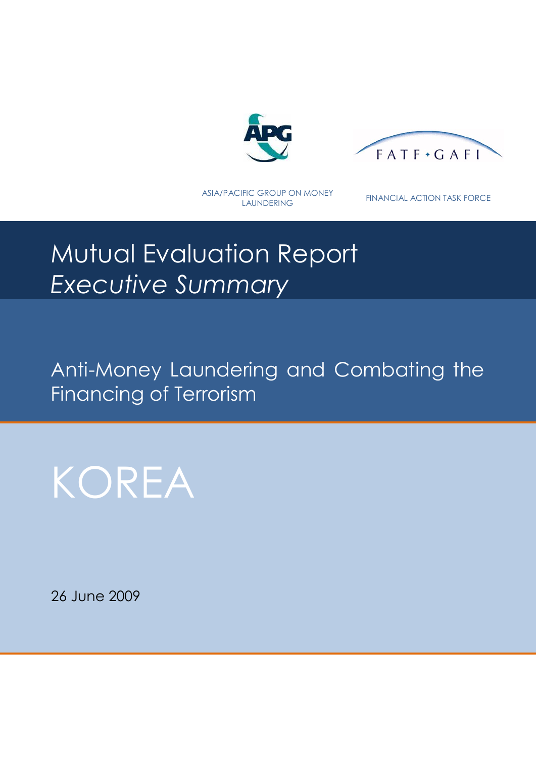ASIA/PACIFIC GROUP ON MONEY LAUNDERING

FINANCIAL ACTION TASK FORCE

# Mutual Evaluation Report
*Executive Summary*

## Anti-Money Laundering and Combating the Financing of Terrorism

# KOREA

26 June 2009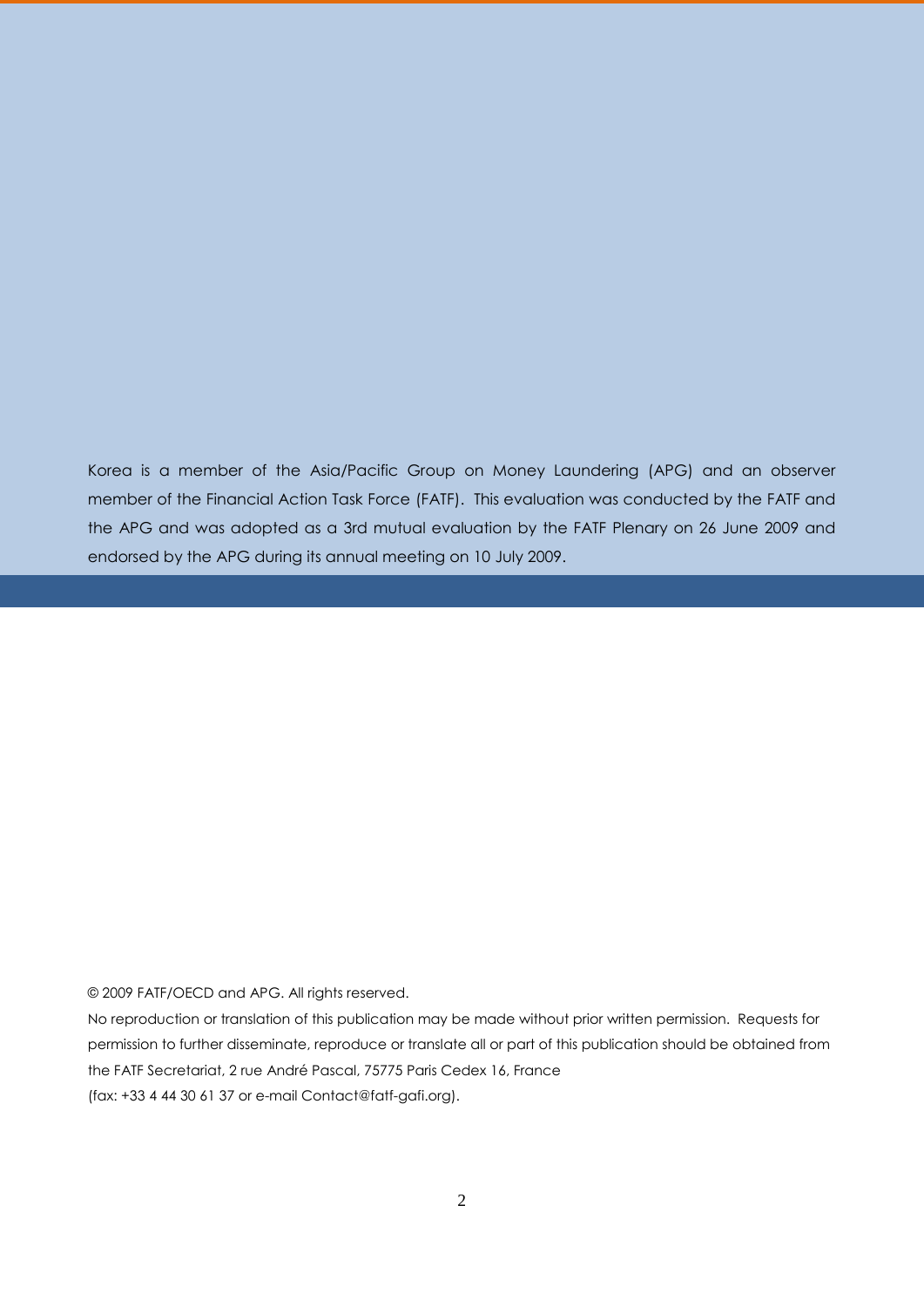Korea is a member of the Asia/Pacific Group on Money Laundering (APG) and an observer member of the Financial Action Task Force (FATF). This evaluation was conducted by the FATF and the APG and was adopted as a 3rd mutual evaluation by the FATF Plenary on 26 June 2009 and endorsed by the APG during its annual meeting on 10 July 2009.

© 2009 FATF/OECD and APG. All rights reserved.

No reproduction or translation of this publication may be made without prior written permission. Requests for permission to further disseminate, reproduce or translate all or part of this publication should be obtained from the FATF Secretariat, 2 rue André Pascal, 75775 Paris Cedex 16, France

(fax: +33 4 44 30 61 37 or e-mail Contact@fatf-gafi.org).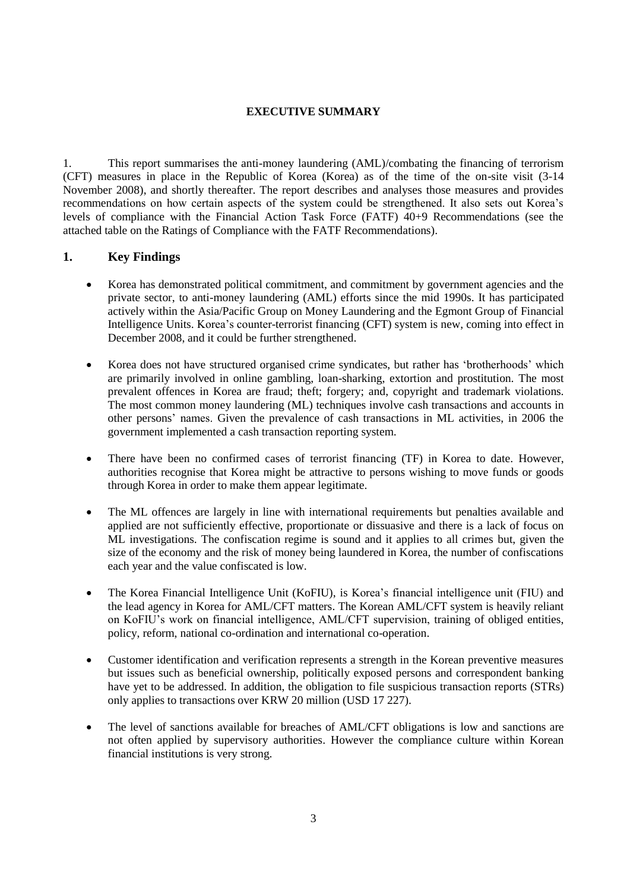**EXECUTIVE SUMMARY**

1. This report summarises the anti-money laundering (AML)/combating the financing of terrorism (CFT) measures in place in the Republic of Korea (Korea) as of the time of the on-site visit (3-14 November 2008), and shortly thereafter. The report describes and analyses those measures and provides recommendations on how certain aspects of the system could be strengthened. It also sets out Korea's levels of compliance with the Financial Action Task Force (FATF) 40+9 Recommendations (see the attached table on the Ratings of Compliance with the FATF Recommendations).

## 1. Key Findings

- Korea has demonstrated political commitment, and commitment by government agencies and the private sector, to anti-money laundering (AML) efforts since the mid 1990s. It has participated actively within the Asia/Pacific Group on Money Laundering and the Egmont Group of Financial Intelligence Units. Korea's counter-terrorist financing (CFT) system is new, coming into effect in December 2008, and it could be further strengthened.
- Korea does not have structured organised crime syndicates, but rather has 'brotherhoods' which are primarily involved in online gambling, loan-sharking, extortion and prostitution. The most prevalent offences in Korea are fraud; theft; forgery; and, copyright and trademark violations. The most common money laundering (ML) techniques involve cash transactions and accounts in other persons' names. Given the prevalence of cash transactions in ML activities, in 2006 the government implemented a cash transaction reporting system.
- There have been no confirmed cases of terrorist financing (TF) in Korea to date. However, authorities recognise that Korea might be attractive to persons wishing to move funds or goods through Korea in order to make them appear legitimate.
- The ML offences are largely in line with international requirements but penalties available and applied are not sufficiently effective, proportionate or dissuasive and there is a lack of focus on ML investigations. The confiscation regime is sound and it applies to all crimes but, given the size of the economy and the risk of money being laundered in Korea, the number of confiscations each year and the value confiscated is low.
- The Korea Financial Intelligence Unit (KoFIU), is Korea's financial intelligence unit (FIU) and the lead agency in Korea for AML/CFT matters. The Korean AML/CFT system is heavily reliant on KoFIU's work on financial intelligence, AML/CFT supervision, training of obliged entities, policy, reform, national co-ordination and international co-operation.
- Customer identification and verification represents a strength in the Korean preventive measures but issues such as beneficial ownership, politically exposed persons and correspondent banking have yet to be addressed. In addition, the obligation to file suspicious transaction reports (STRs) only applies to transactions over KRW 20 million (USD 17 227).
- The level of sanctions available for breaches of AML/CFT obligations is low and sanctions are not often applied by supervisory authorities. However the compliance culture within Korean financial institutions is very strong.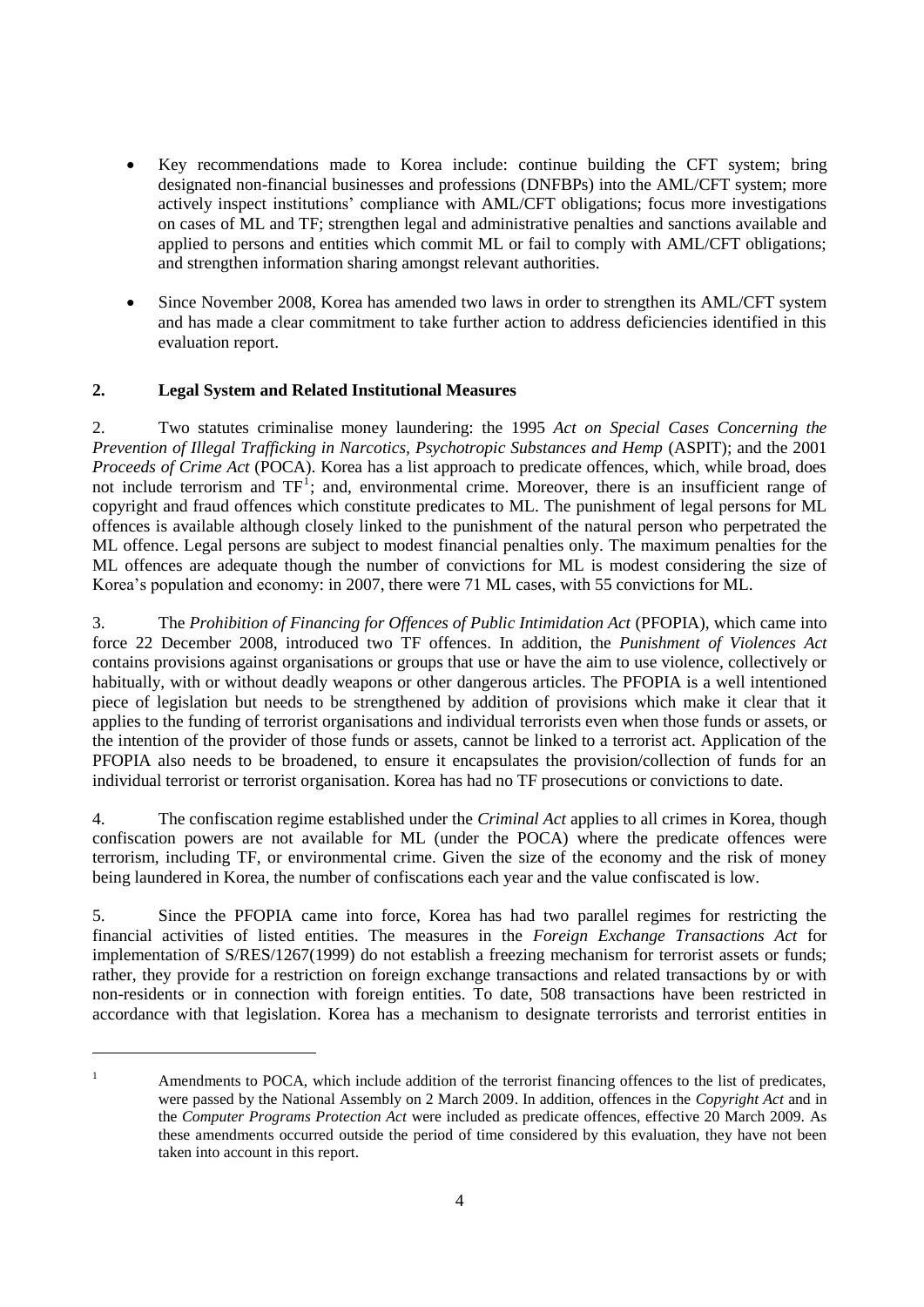- Key recommendations made to Korea include: continue building the CFT system; bring designated non-financial businesses and professions (DNFBPs) into the AML/CFT system; more actively inspect institutions' compliance with AML/CFT obligations; focus more investigations on cases of ML and TF; strengthen legal and administrative penalties and sanctions available and applied to persons and entities which commit ML or fail to comply with AML/CFT obligations; and strengthen information sharing amongst relevant authorities.

- Since November 2008, Korea has amended two laws in order to strengthen its AML/CFT system and has made a clear commitment to take further action to address deficiencies identified in this evaluation report.

## 2. Legal System and Related Institutional Measures

2. Two statutes criminalise money laundering: the 1995 *Act on Special Cases Concerning the Prevention of Illegal Trafficking in Narcotics, Psychotropic Substances and Hemp* (ASPIT); and the 2001 *Proceeds of Crime Act* (POCA). Korea has a list approach to predicate offences, which, while broad, does not include terrorism and TF[1]; and, environmental crime. Moreover, there is an insufficient range of copyright and fraud offences which constitute predicates to ML. The punishment of legal persons for ML offences is available although closely linked to the punishment of the natural person who perpetrated the ML offence. Legal persons are subject to modest financial penalties only. The maximum penalties for the ML offences are adequate though the number of convictions for ML is modest considering the size of Korea's population and economy: in 2007, there were 71 ML cases, with 55 convictions for ML.

3. The *Prohibition of Financing for Offences of Public Intimidation Act* (PFOPIA), which came into force 22 December 2008, introduced two TF offences. In addition, the *Punishment of Violences Act* contains provisions against organisations or groups that use or have the aim to use violence, collectively or habitually, with or without deadly weapons or other dangerous articles. The PFOPIA is a well intentioned piece of legislation but needs to be strengthened by addition of provisions which make it clear that it applies to the funding of terrorist organisations and individual terrorists even when those funds or assets, or the intention of the provider of those funds or assets, cannot be linked to a terrorist act. Application of the PFOPIA also needs to be broadened, to ensure it encapsulates the provision/collection of funds for an individual terrorist or terrorist organisation. Korea has had no TF prosecutions or convictions to date.

4. The confiscation regime established under the *Criminal Act* applies to all crimes in Korea, though confiscation powers are not available for ML (under the POCA) where the predicate offences were terrorism, including TF, or environmental crime. Given the size of the economy and the risk of money being laundered in Korea, the number of confiscations each year and the value confiscated is low.

5. Since the PFOPIA came into force, Korea has had two parallel regimes for restricting the financial activities of listed entities. The measures in the *Foreign Exchange Transactions Act* for implementation of S/RES/1267(1999) do not establish a freezing mechanism for terrorist assets or funds; rather, they provide for a restriction on foreign exchange transactions and related transactions by or with non-residents or in connection with foreign entities. To date, 508 transactions have been restricted in accordance with that legislation. Korea has a mechanism to designate terrorists and terrorist entities in

---

[1] Amendments to POCA, which include addition of the terrorist financing offences to the list of predicates, were passed by the National Assembly on 2 March 2009. In addition, offences in the *Copyright Act* and in the *Computer Programs Protection Act* were included as predicate offences, effective 20 March 2009. As these amendments occurred outside the period of time considered by this evaluation, they have not been taken into account in this report.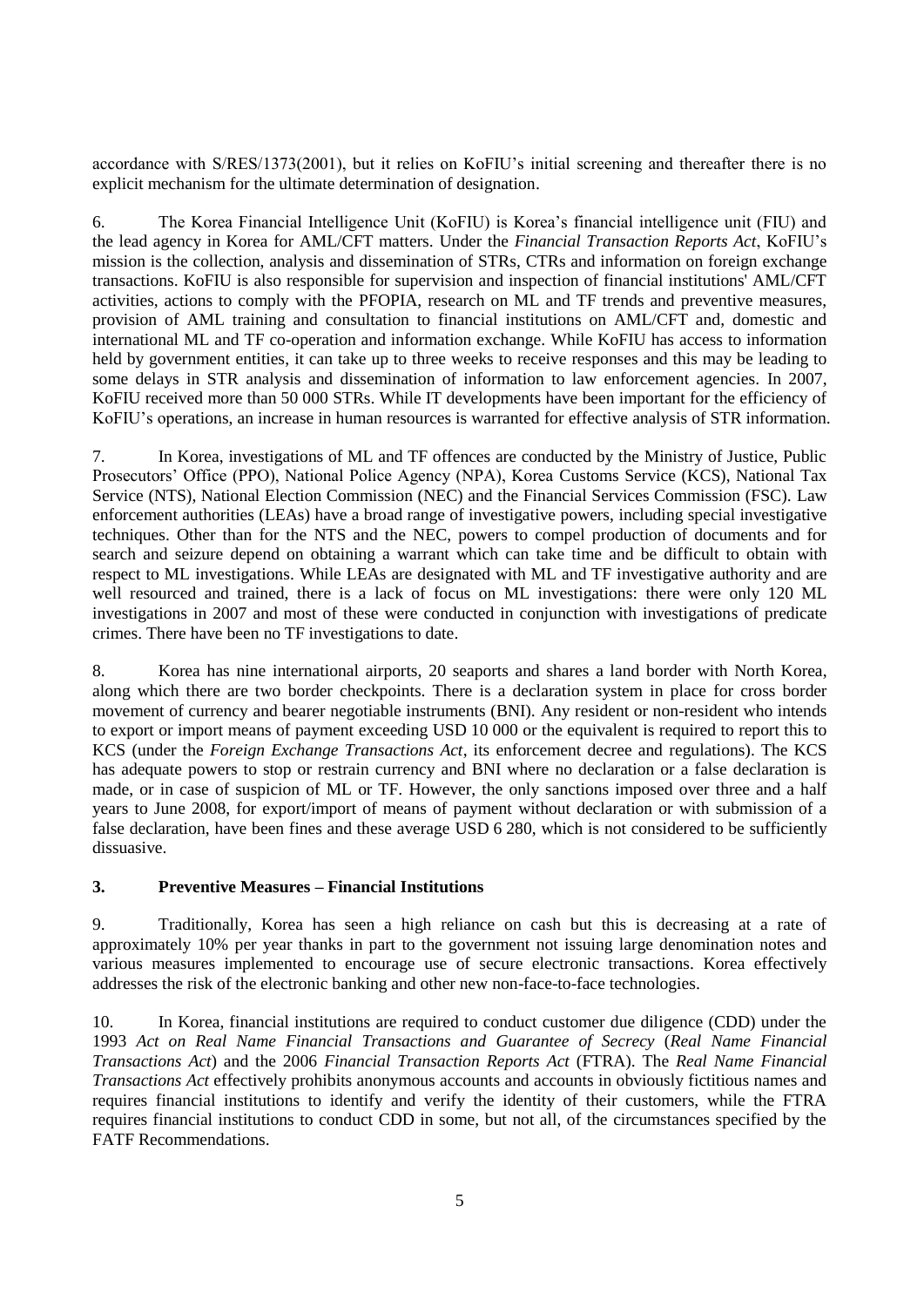accordance with S/RES/1373(2001), but it relies on KoFIU's initial screening and thereafter there is no explicit mechanism for the ultimate determination of designation.

6. The Korea Financial Intelligence Unit (KoFIU) is Korea's financial intelligence unit (FIU) and the lead agency in Korea for AML/CFT matters. Under the *Financial Transaction Reports Act*, KoFIU's mission is the collection, analysis and dissemination of STRs, CTRs and information on foreign exchange transactions. KoFIU is also responsible for supervision and inspection of financial institutions' AML/CFT activities, actions to comply with the PFOPIA, research on ML and TF trends and preventive measures, provision of AML training and consultation to financial institutions on AML/CFT and, domestic and international ML and TF co-operation and information exchange. While KoFIU has access to information held by government entities, it can take up to three weeks to receive responses and this may be leading to some delays in STR analysis and dissemination of information to law enforcement agencies. In 2007, KoFIU received more than 50 000 STRs. While IT developments have been important for the efficiency of KoFIU's operations, an increase in human resources is warranted for effective analysis of STR information.

7. In Korea, investigations of ML and TF offences are conducted by the Ministry of Justice, Public Prosecutors' Office (PPO), National Police Agency (NPA), Korea Customs Service (KCS), National Tax Service (NTS), National Election Commission (NEC) and the Financial Services Commission (FSC). Law enforcement authorities (LEAs) have a broad range of investigative powers, including special investigative techniques. Other than for the NTS and the NEC, powers to compel production of documents and for search and seizure depend on obtaining a warrant which can take time and be difficult to obtain with respect to ML investigations. While LEAs are designated with ML and TF investigative authority and are well resourced and trained, there is a lack of focus on ML investigations: there were only 120 ML investigations in 2007 and most of these were conducted in conjunction with investigations of predicate crimes. There have been no TF investigations to date.

8. Korea has nine international airports, 20 seaports and shares a land border with North Korea, along which there are two border checkpoints. There is a declaration system in place for cross border movement of currency and bearer negotiable instruments (BNI). Any resident or non-resident who intends to export or import means of payment exceeding USD 10 000 or the equivalent is required to report this to KCS (under the *Foreign Exchange Transactions Act*, its enforcement decree and regulations). The KCS has adequate powers to stop or restrain currency and BNI where no declaration or a false declaration is made, or in case of suspicion of ML or TF. However, the only sanctions imposed over three and a half years to June 2008, for export/import of means of payment without declaration or with submission of a false declaration, have been fines and these average USD 6 280, which is not considered to be sufficiently dissuasive.

### 3. Preventive Measures – Financial Institutions

9. Traditionally, Korea has seen a high reliance on cash but this is decreasing at a rate of approximately 10% per year thanks in part to the government not issuing large denomination notes and various measures implemented to encourage use of secure electronic transactions. Korea effectively addresses the risk of the electronic banking and other new non-face-to-face technologies.

10. In Korea, financial institutions are required to conduct customer due diligence (CDD) under the 1993 *Act on Real Name Financial Transactions and Guarantee of Secrecy* (*Real Name Financial Transactions Act*) and the 2006 *Financial Transaction Reports Act* (FTRA). The *Real Name Financial Transactions Act* effectively prohibits anonymous accounts and accounts in obviously fictitious names and requires financial institutions to identify and verify the identity of their customers, while the FTRA requires financial institutions to conduct CDD in some, but not all, of the circumstances specified by the FATF Recommendations.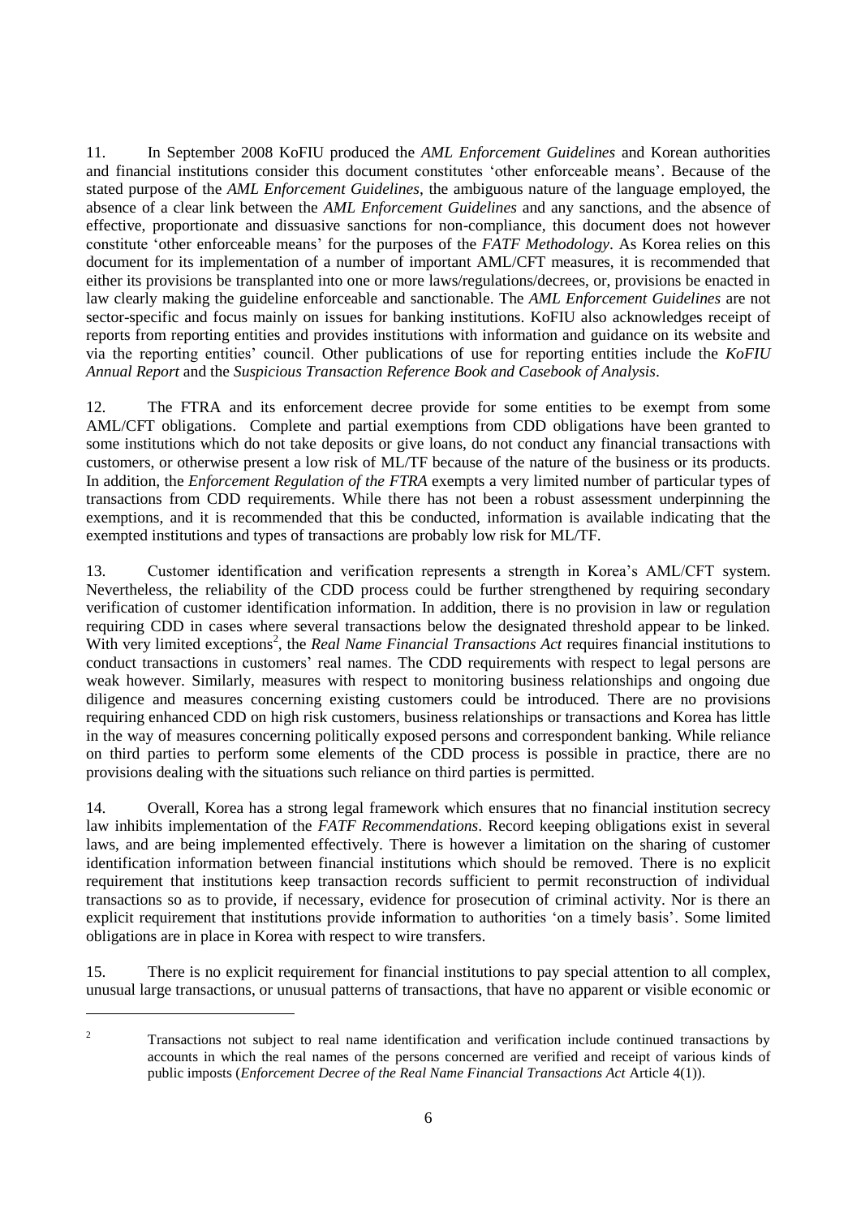11. In September 2008 KoFIU produced the *AML Enforcement Guidelines* and Korean authorities and financial institutions consider this document constitutes 'other enforceable means'. Because of the stated purpose of the *AML Enforcement Guidelines*, the ambiguous nature of the language employed, the absence of a clear link between the *AML Enforcement Guidelines* and any sanctions, and the absence of effective, proportionate and dissuasive sanctions for non-compliance, this document does not however constitute 'other enforceable means' for the purposes of the *FATF Methodology*. As Korea relies on this document for its implementation of a number of important AML/CFT measures, it is recommended that either its provisions be transplanted into one or more laws/regulations/decrees, or, provisions be enacted in law clearly making the guideline enforceable and sanctionable. The *AML Enforcement Guidelines* are not sector-specific and focus mainly on issues for banking institutions. KoFIU also acknowledges receipt of reports from reporting entities and provides institutions with information and guidance on its website and via the reporting entities' council. Other publications of use for reporting entities include the *KoFIU Annual Report* and the *Suspicious Transaction Reference Book and Casebook of Analysis*.

12. The FTRA and its enforcement decree provide for some entities to be exempt from some AML/CFT obligations. Complete and partial exemptions from CDD obligations have been granted to some institutions which do not take deposits or give loans, do not conduct any financial transactions with customers, or otherwise present a low risk of ML/TF because of the nature of the business or its products. In addition, the *Enforcement Regulation of the FTRA* exempts a very limited number of particular types of transactions from CDD requirements. While there has not been a robust assessment underpinning the exemptions, and it is recommended that this be conducted, information is available indicating that the exempted institutions and types of transactions are probably low risk for ML/TF.

13. Customer identification and verification represents a strength in Korea's AML/CFT system. Nevertheless, the reliability of the CDD process could be further strengthened by requiring secondary verification of customer identification information. In addition, there is no provision in law or regulation requiring CDD in cases where several transactions below the designated threshold appear to be linked. With very limited exceptions[2], the *Real Name Financial Transactions Act* requires financial institutions to conduct transactions in customers' real names. The CDD requirements with respect to legal persons are weak however. Similarly, measures with respect to monitoring business relationships and ongoing due diligence and measures concerning existing customers could be introduced. There are no provisions requiring enhanced CDD on high risk customers, business relationships or transactions and Korea has little in the way of measures concerning politically exposed persons and correspondent banking. While reliance on third parties to perform some elements of the CDD process is possible in practice, there are no provisions dealing with the situations such reliance on third parties is permitted.

14. Overall, Korea has a strong legal framework which ensures that no financial institution secrecy law inhibits implementation of the *FATF Recommendations*. Record keeping obligations exist in several laws, and are being implemented effectively. There is however a limitation on the sharing of customer identification information between financial institutions which should be removed. There is no explicit requirement that institutions keep transaction records sufficient to permit reconstruction of individual transactions so as to provide, if necessary, evidence for prosecution of criminal activity. Nor is there an explicit requirement that institutions provide information to authorities 'on a timely basis'. Some limited obligations are in place in Korea with respect to wire transfers.

15. There is no explicit requirement for financial institutions to pay special attention to all complex, unusual large transactions, or unusual patterns of transactions, that have no apparent or visible economic or

[2] Transactions not subject to real name identification and verification include continued transactions by accounts in which the real names of the persons concerned are verified and receipt of various kinds of public imposts (*Enforcement Decree of the Real Name Financial Transactions Act* Article 4(1)).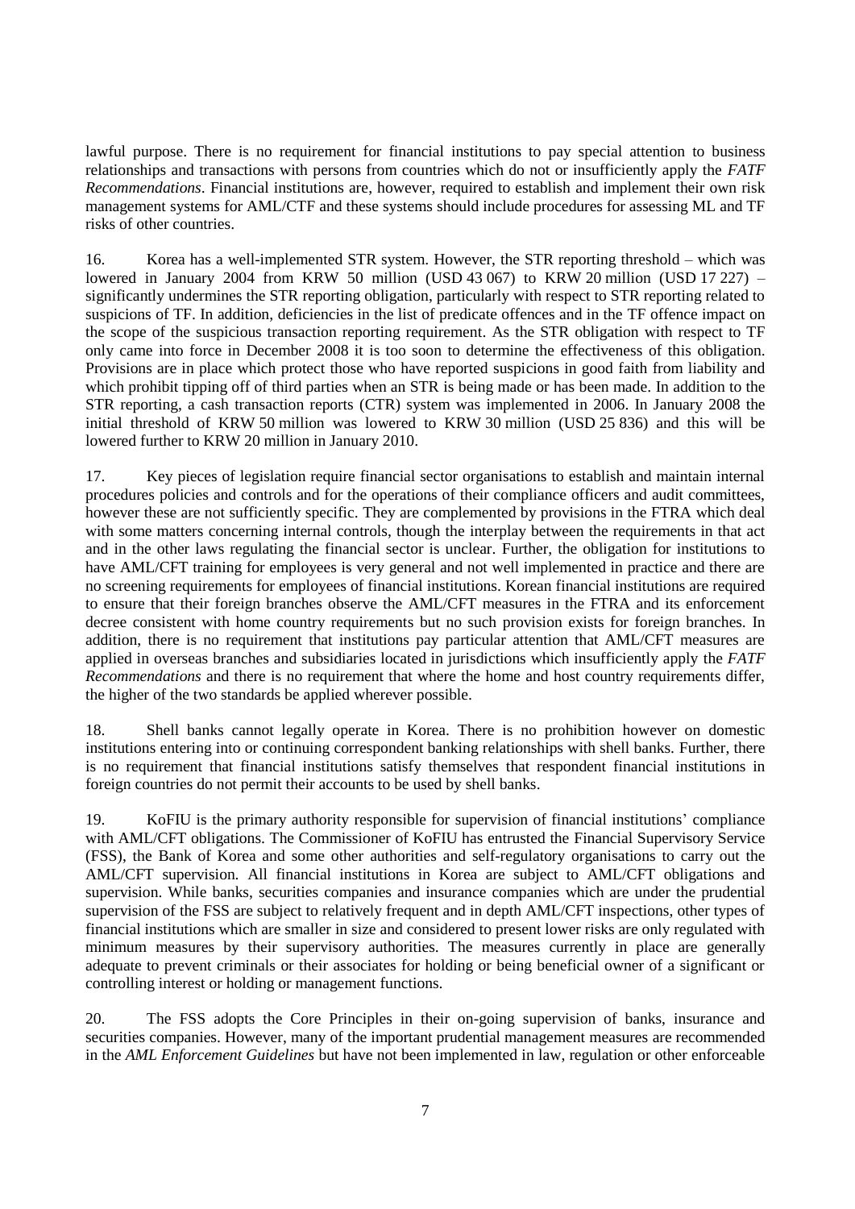lawful purpose. There is no requirement for financial institutions to pay special attention to business relationships and transactions with persons from countries which do not or insufficiently apply the *FATF Recommendations*. Financial institutions are, however, required to establish and implement their own risk management systems for AML/CTF and these systems should include procedures for assessing ML and TF risks of other countries.

16. Korea has a well-implemented STR system. However, the STR reporting threshold – which was lowered in January 2004 from KRW 50 million (USD 43 067) to KRW 20 million (USD 17 227) – significantly undermines the STR reporting obligation, particularly with respect to STR reporting related to suspicions of TF. In addition, deficiencies in the list of predicate offences and in the TF offence impact on the scope of the suspicious transaction reporting requirement. As the STR obligation with respect to TF only came into force in December 2008 it is too soon to determine the effectiveness of this obligation. Provisions are in place which protect those who have reported suspicions in good faith from liability and which prohibit tipping off of third parties when an STR is being made or has been made. In addition to the STR reporting, a cash transaction reports (CTR) system was implemented in 2006. In January 2008 the initial threshold of KRW 50 million was lowered to KRW 30 million (USD 25 836) and this will be lowered further to KRW 20 million in January 2010.

17. Key pieces of legislation require financial sector organisations to establish and maintain internal procedures policies and controls and for the operations of their compliance officers and audit committees, however these are not sufficiently specific. They are complemented by provisions in the FTRA which deal with some matters concerning internal controls, though the interplay between the requirements in that act and in the other laws regulating the financial sector is unclear. Further, the obligation for institutions to have AML/CFT training for employees is very general and not well implemented in practice and there are no screening requirements for employees of financial institutions. Korean financial institutions are required to ensure that their foreign branches observe the AML/CFT measures in the FTRA and its enforcement decree consistent with home country requirements but no such provision exists for foreign branches. In addition, there is no requirement that institutions pay particular attention that AML/CFT measures are applied in overseas branches and subsidiaries located in jurisdictions which insufficiently apply the *FATF Recommendations* and there is no requirement that where the home and host country requirements differ, the higher of the two standards be applied wherever possible.

18. Shell banks cannot legally operate in Korea. There is no prohibition however on domestic institutions entering into or continuing correspondent banking relationships with shell banks. Further, there is no requirement that financial institutions satisfy themselves that respondent financial institutions in foreign countries do not permit their accounts to be used by shell banks.

19. KoFIU is the primary authority responsible for supervision of financial institutions' compliance with AML/CFT obligations. The Commissioner of KoFIU has entrusted the Financial Supervisory Service (FSS), the Bank of Korea and some other authorities and self-regulatory organisations to carry out the AML/CFT supervision. All financial institutions in Korea are subject to AML/CFT obligations and supervision. While banks, securities companies and insurance companies which are under the prudential supervision of the FSS are subject to relatively frequent and in depth AML/CFT inspections, other types of financial institutions which are smaller in size and considered to present lower risks are only regulated with minimum measures by their supervisory authorities. The measures currently in place are generally adequate to prevent criminals or their associates for holding or being beneficial owner of a significant or controlling interest or holding or management functions.

20. The FSS adopts the Core Principles in their on-going supervision of banks, insurance and securities companies. However, many of the important prudential management measures are recommended in the *AML Enforcement Guidelines* but have not been implemented in law, regulation or other enforceable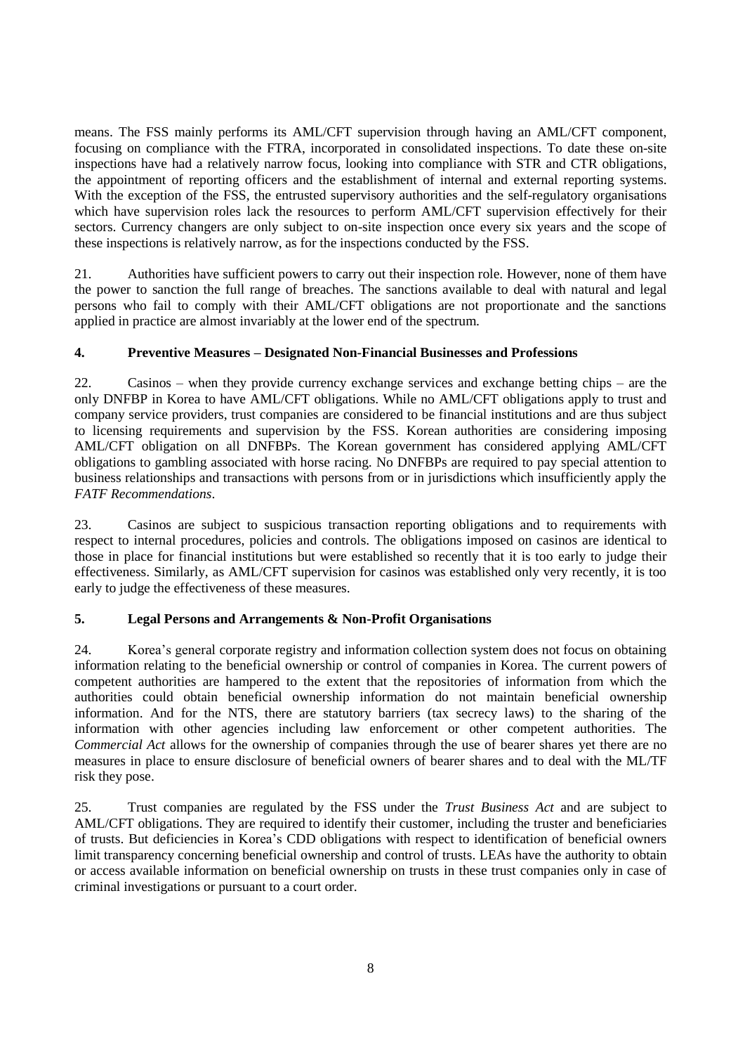means. The FSS mainly performs its AML/CFT supervision through having an AML/CFT component, focusing on compliance with the FTRA, incorporated in consolidated inspections. To date these on-site inspections have had a relatively narrow focus, looking into compliance with STR and CTR obligations, the appointment of reporting officers and the establishment of internal and external reporting systems. With the exception of the FSS, the entrusted supervisory authorities and the self-regulatory organisations which have supervision roles lack the resources to perform AML/CFT supervision effectively for their sectors. Currency changers are only subject to on-site inspection once every six years and the scope of these inspections is relatively narrow, as for the inspections conducted by the FSS.

21. Authorities have sufficient powers to carry out their inspection role. However, none of them have the power to sanction the full range of breaches. The sanctions available to deal with natural and legal persons who fail to comply with their AML/CFT obligations are not proportionate and the sanctions applied in practice are almost invariably at the lower end of the spectrum.

## 4. Preventive Measures – Designated Non-Financial Businesses and Professions

22. Casinos – when they provide currency exchange services and exchange betting chips – are the only DNFBP in Korea to have AML/CFT obligations. While no AML/CFT obligations apply to trust and company service providers, trust companies are considered to be financial institutions and are thus subject to licensing requirements and supervision by the FSS. Korean authorities are considering imposing AML/CFT obligation on all DNFBPs. The Korean government has considered applying AML/CFT obligations to gambling associated with horse racing. No DNFBPs are required to pay special attention to business relationships and transactions with persons from or in jurisdictions which insufficiently apply the *FATF Recommendations*.

23. Casinos are subject to suspicious transaction reporting obligations and to requirements with respect to internal procedures, policies and controls. The obligations imposed on casinos are identical to those in place for financial institutions but were established so recently that it is too early to judge their effectiveness. Similarly, as AML/CFT supervision for casinos was established only very recently, it is too early to judge the effectiveness of these measures.

## 5. Legal Persons and Arrangements & Non-Profit Organisations

24. Korea's general corporate registry and information collection system does not focus on obtaining information relating to the beneficial ownership or control of companies in Korea. The current powers of competent authorities are hampered to the extent that the repositories of information from which the authorities could obtain beneficial ownership information do not maintain beneficial ownership information. And for the NTS, there are statutory barriers (tax secrecy laws) to the sharing of the information with other agencies including law enforcement or other competent authorities. The *Commercial Act* allows for the ownership of companies through the use of bearer shares yet there are no measures in place to ensure disclosure of beneficial owners of bearer shares and to deal with the ML/TF risk they pose.

25. Trust companies are regulated by the FSS under the *Trust Business Act* and are subject to AML/CFT obligations. They are required to identify their customer, including the truster and beneficiaries of trusts. But deficiencies in Korea's CDD obligations with respect to identification of beneficial owners limit transparency concerning beneficial ownership and control of trusts. LEAs have the authority to obtain or access available information on beneficial ownership on trusts in these trust companies only in case of criminal investigations or pursuant to a court order.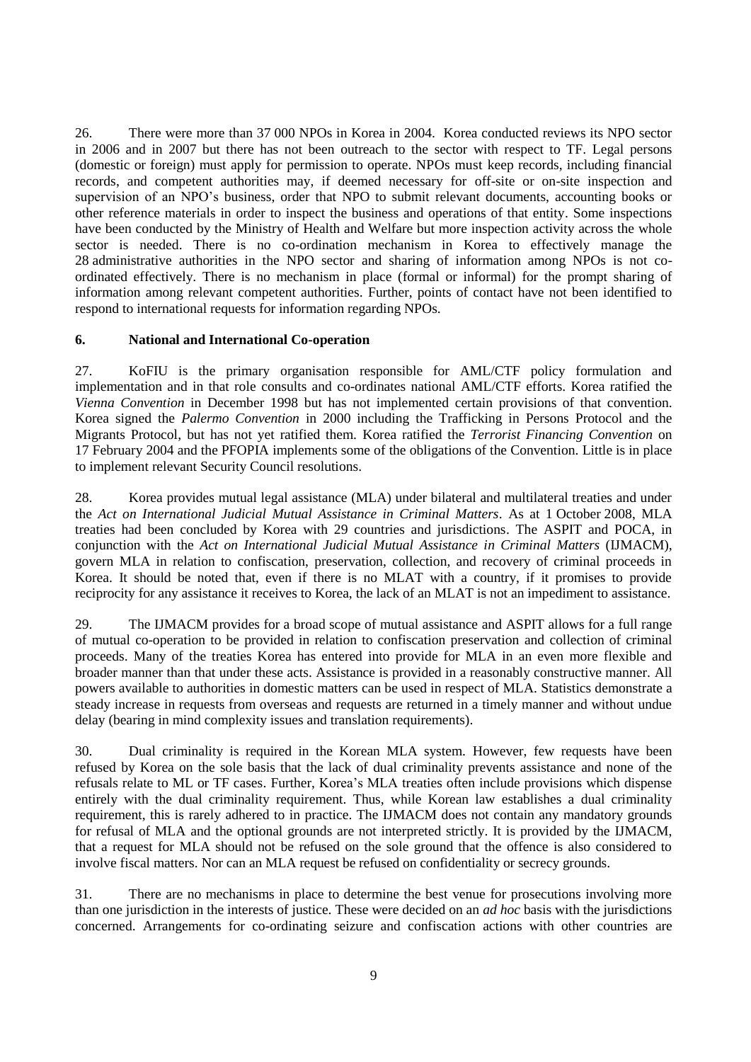26. There were more than 37 000 NPOs in Korea in 2004. Korea conducted reviews its NPO sector in 2006 and in 2007 but there has not been outreach to the sector with respect to TF. Legal persons (domestic or foreign) must apply for permission to operate. NPOs must keep records, including financial records, and competent authorities may, if deemed necessary for off-site or on-site inspection and supervision of an NPO's business, order that NPO to submit relevant documents, accounting books or other reference materials in order to inspect the business and operations of that entity. Some inspections have been conducted by the Ministry of Health and Welfare but more inspection activity across the whole sector is needed. There is no co-ordination mechanism in Korea to effectively manage the 28 administrative authorities in the NPO sector and sharing of information among NPOs is not co-ordinated effectively. There is no mechanism in place (formal or informal) for the prompt sharing of information among relevant competent authorities. Further, points of contact have not been identified to respond to international requests for information regarding NPOs.

## 6. National and International Co-operation

27. KoFIU is the primary organisation responsible for AML/CTF policy formulation and implementation and in that role consults and co-ordinates national AML/CTF efforts. Korea ratified the *Vienna Convention* in December 1998 but has not implemented certain provisions of that convention. Korea signed the *Palermo Convention* in 2000 including the Trafficking in Persons Protocol and the Migrants Protocol, but has not yet ratified them. Korea ratified the *Terrorist Financing Convention* on 17 February 2004 and the PFOPIA implements some of the obligations of the Convention. Little is in place to implement relevant Security Council resolutions.

28. Korea provides mutual legal assistance (MLA) under bilateral and multilateral treaties and under the *Act on International Judicial Mutual Assistance in Criminal Matters*. As at 1 October 2008, MLA treaties had been concluded by Korea with 29 countries and jurisdictions. The ASPIT and POCA, in conjunction with the *Act on International Judicial Mutual Assistance in Criminal Matters* (IJMACM), govern MLA in relation to confiscation, preservation, collection, and recovery of criminal proceeds in Korea. It should be noted that, even if there is no MLAT with a country, if it promises to provide reciprocity for any assistance it receives to Korea, the lack of an MLAT is not an impediment to assistance.

29. The IJMACM provides for a broad scope of mutual assistance and ASPIT allows for a full range of mutual co-operation to be provided in relation to confiscation preservation and collection of criminal proceeds. Many of the treaties Korea has entered into provide for MLA in an even more flexible and broader manner than that under these acts. Assistance is provided in a reasonably constructive manner. All powers available to authorities in domestic matters can be used in respect of MLA. Statistics demonstrate a steady increase in requests from overseas and requests are returned in a timely manner and without undue delay (bearing in mind complexity issues and translation requirements).

30. Dual criminality is required in the Korean MLA system. However, few requests have been refused by Korea on the sole basis that the lack of dual criminality prevents assistance and none of the refusals relate to ML or TF cases. Further, Korea's MLA treaties often include provisions which dispense entirely with the dual criminality requirement. Thus, while Korean law establishes a dual criminality requirement, this is rarely adhered to in practice. The IJMACM does not contain any mandatory grounds for refusal of MLA and the optional grounds are not interpreted strictly. It is provided by the IJMACM, that a request for MLA should not be refused on the sole ground that the offence is also considered to involve fiscal matters. Nor can an MLA request be refused on confidentiality or secrecy grounds.

31. There are no mechanisms in place to determine the best venue for prosecutions involving more than one jurisdiction in the interests of justice. These were decided on an *ad hoc* basis with the jurisdictions concerned. Arrangements for co-ordinating seizure and confiscation actions with other countries are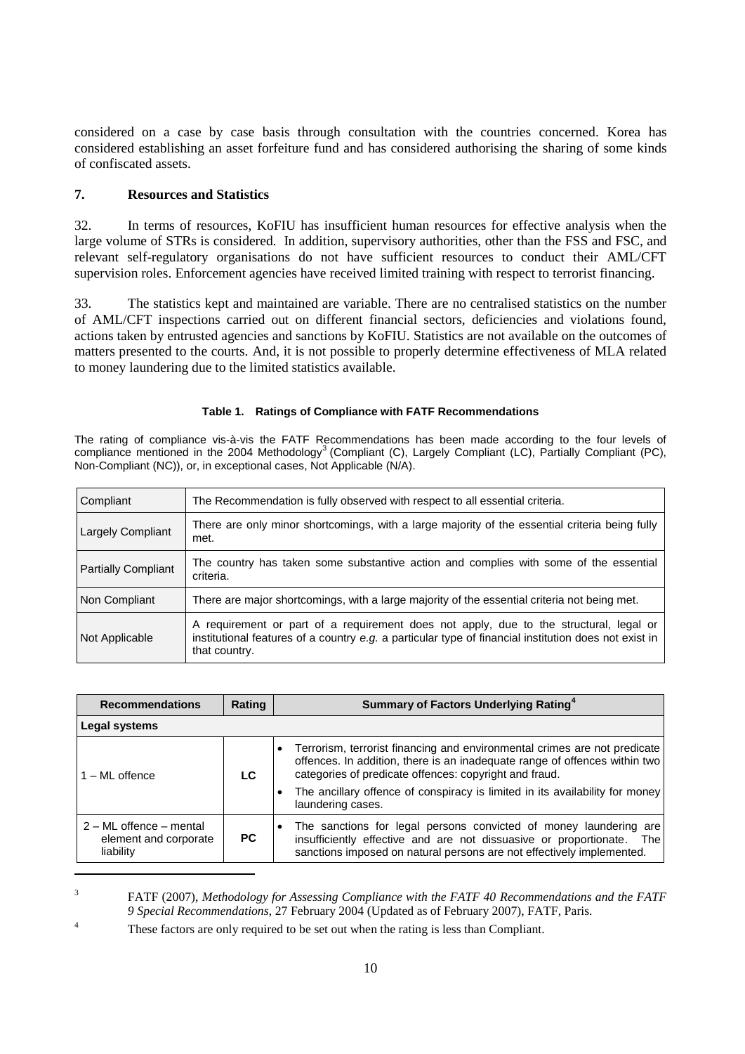considered on a case by case basis through consultation with the countries concerned. Korea has considered establishing an asset forfeiture fund and has considered authorising the sharing of some kinds of confiscated assets.

## 7. Resources and Statistics

32. In terms of resources, KoFIU has insufficient human resources for effective analysis when the large volume of STRs is considered. In addition, supervisory authorities, other than the FSS and FSC, and relevant self-regulatory organisations do not have sufficient resources to conduct their AML/CFT supervision roles. Enforcement agencies have received limited training with respect to terrorist financing.

33. The statistics kept and maintained are variable. There are no centralised statistics on the number of AML/CFT inspections carried out on different financial sectors, deficiencies and violations found, actions taken by entrusted agencies and sanctions by KoFIU. Statistics are not available on the outcomes of matters presented to the courts. And, it is not possible to properly determine effectiveness of MLA related to money laundering due to the limited statistics available.

**Table 1. Ratings of Compliance with FATF Recommendations**

The rating of compliance vis-à-vis the FATF Recommendations has been made according to the four levels of compliance mentioned in the 2004 Methodology[3] (Compliant (C), Largely Compliant (LC), Partially Compliant (PC), Non-Compliant (NC)), or, in exceptional cases, Not Applicable (N/A).

| | |
|---|---|
| Compliant | The Recommendation is fully observed with respect to all essential criteria. |
| Largely Compliant | There are only minor shortcomings, with a large majority of the essential criteria being fully met. |
| Partially Compliant | The country has taken some substantive action and complies with some of the essential criteria. |
| Non Compliant | There are major shortcomings, with a large majority of the essential criteria not being met. |
| Not Applicable | A requirement or part of a requirement does not apply, due to the structural, legal or institutional features of a country *e.g.* a particular type of financial institution does not exist in that country. |

| Recommendations | Rating | Summary of Factors Underlying Rating[4] |
|---|---|---|
| **Legal systems** | | |
| 1 – ML offence | **LC** | • Terrorism, terrorist financing and environmental crimes are not predicate offences. In addition, there is an inadequate range of offences within two categories of predicate offences: copyright and fraud.<br>• The ancillary offence of conspiracy is limited in its availability for money laundering cases. |
| 2 – ML offence – mental element and corporate liability | **PC** | • The sanctions for legal persons convicted of money laundering are insufficiently effective and are not dissuasive or proportionate. The sanctions imposed on natural persons are not effectively implemented. |

[3] FATF (2007), *Methodology for Assessing Compliance with the FATF 40 Recommendations and the FATF 9 Special Recommendations*, 27 February 2004 (Updated as of February 2007), FATF, Paris.

[4] These factors are only required to be set out when the rating is less than Compliant.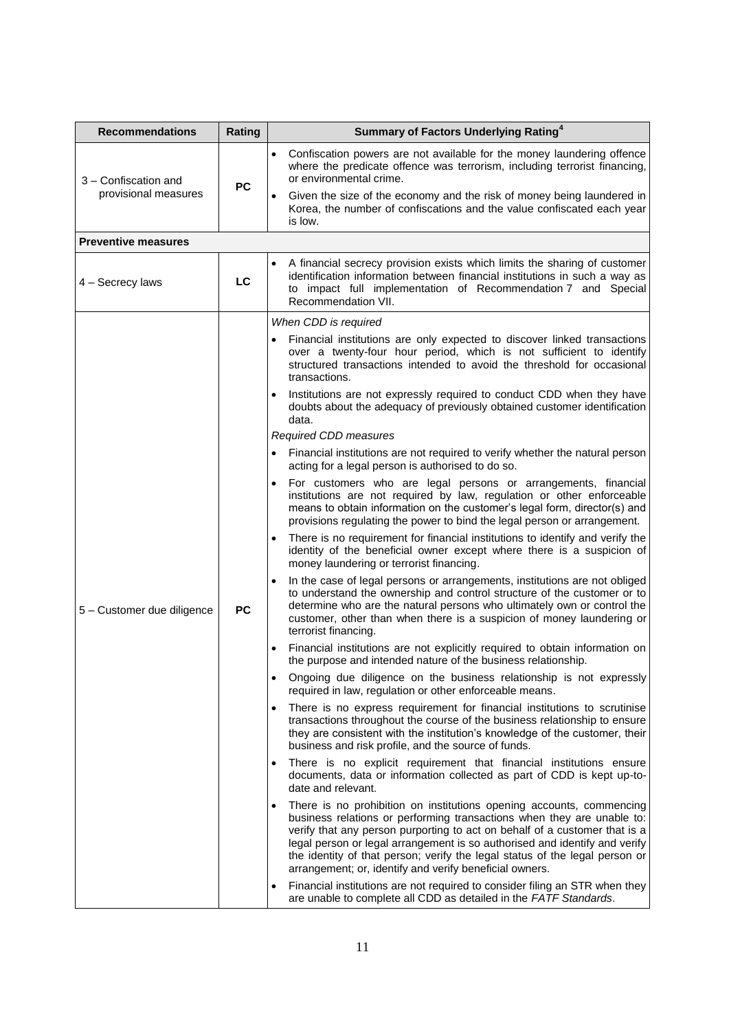| Recommendations | Rating | Summary of Factors Underlying Rating[4] |
|---|---|---|
| 3 – Confiscation and provisional measures | PC | • Confiscation powers are not available for the money laundering offence where the predicate offence was terrorism, including terrorist financing, or environmental crime.<br>• Given the size of the economy and the risk of money being laundered in Korea, the number of confiscations and the value confiscated each year is low. |
| **Preventive measures** | | |
| 4 – Secrecy laws | LC | • A financial secrecy provision exists which limits the sharing of customer identification information between financial institutions in such a way as to impact full implementation of Recommendation 7 and Special Recommendation VII. |
| 5 – Customer due diligence | PC | *When CDD is required*<br>• Financial institutions are only expected to discover linked transactions over a twenty-four hour period, which is not sufficient to identify structured transactions intended to avoid the threshold for occasional transactions.<br>• Institutions are not expressly required to conduct CDD when they have doubts about the adequacy of previously obtained customer identification data.<br>*Required CDD measures*<br>• Financial institutions are not required to verify whether the natural person acting for a legal person is authorised to do so.<br>• For customers who are legal persons or arrangements, financial institutions are not required by law, regulation or other enforceable means to obtain information on the customer's legal form, director(s) and provisions regulating the power to bind the legal person or arrangement.<br>• There is no requirement for financial institutions to identify and verify the identity of the beneficial owner except where there is a suspicion of money laundering or terrorist financing.<br>• In the case of legal persons or arrangements, institutions are not obliged to understand the ownership and control structure of the customer or to determine who are the natural persons who ultimately own or control the customer, other than when there is a suspicion of money laundering or terrorist financing.<br>• Financial institutions are not explicitly required to obtain information on the purpose and intended nature of the business relationship.<br>• Ongoing due diligence on the business relationship is not expressly required in law, regulation or other enforceable means.<br>• There is no express requirement for financial institutions to scrutinise transactions throughout the course of the business relationship to ensure they are consistent with the institution's knowledge of the customer, their business and risk profile, and the source of funds.<br>• There is no explicit requirement that financial institutions ensure documents, data or information collected as part of CDD is kept up-to-date and relevant.<br>• There is no prohibition on institutions opening accounts, commencing business relations or performing transactions when they are unable to: verify that any person purporting to act on behalf of a customer that is a legal person or legal arrangement is so authorised and identify and verify the identity of that person; verify the legal status of the legal person or arrangement; or, identify and verify beneficial owners.<br>• Financial institutions are not required to consider filing an STR when they are unable to complete all CDD as detailed in the *FATF Standards*. |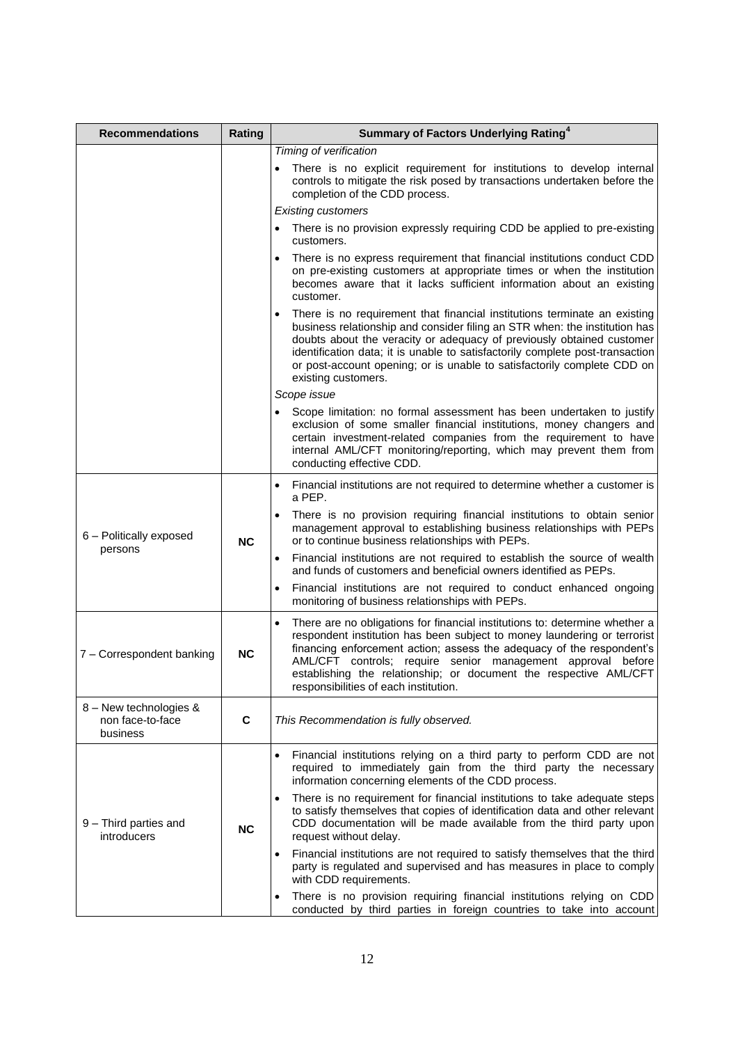| Recommendations | Rating | Summary of Factors Underlying Rating[4] |
|---|---|---|
| | | *Timing of verification*<br>• There is no explicit requirement for institutions to develop internal controls to mitigate the risk posed by transactions undertaken before the completion of the CDD process.<br>*Existing customers*<br>• There is no provision expressly requiring CDD be applied to pre-existing customers.<br>• There is no express requirement that financial institutions conduct CDD on pre-existing customers at appropriate times or when the institution becomes aware that it lacks sufficient information about an existing customer.<br>• There is no requirement that financial institutions terminate an existing business relationship and consider filing an STR when: the institution has doubts about the veracity or adequacy of previously obtained customer identification data; it is unable to satisfactorily complete post-transaction or post-account opening; or is unable to satisfactorily complete CDD on existing customers.<br>*Scope issue*<br>• Scope limitation: no formal assessment has been undertaken to justify exclusion of some smaller financial institutions, money changers and certain investment-related companies from the requirement to have internal AML/CFT monitoring/reporting, which may prevent them from conducting effective CDD. |
| 6 – Politically exposed persons | **NC** | • Financial institutions are not required to determine whether a customer is a PEP.<br>• There is no provision requiring financial institutions to obtain senior management approval to establishing business relationships with PEPs or to continue business relationships with PEPs.<br>• Financial institutions are not required to establish the source of wealth and funds of customers and beneficial owners identified as PEPs.<br>• Financial institutions are not required to conduct enhanced ongoing monitoring of business relationships with PEPs. |
| 7 – Correspondent banking | **NC** | • There are no obligations for financial institutions to: determine whether a respondent institution has been subject to money laundering or terrorist financing enforcement action; assess the adequacy of the respondent's AML/CFT controls; require senior management approval before establishing the relationship; or document the respective AML/CFT responsibilities of each institution. |
| 8 – New technologies & non face-to-face business | **C** | *This Recommendation is fully observed.* |
| 9 – Third parties and introducers | **NC** | • Financial institutions relying on a third party to perform CDD are not required to immediately gain from the third party the necessary information concerning elements of the CDD process.<br>• There is no requirement for financial institutions to take adequate steps to satisfy themselves that copies of identification data and other relevant CDD documentation will be made available from the third party upon request without delay.<br>• Financial institutions are not required to satisfy themselves that the third party is regulated and supervised and has measures in place to comply with CDD requirements.<br>• There is no provision requiring financial institutions relying on CDD conducted by third parties in foreign countries to take into account |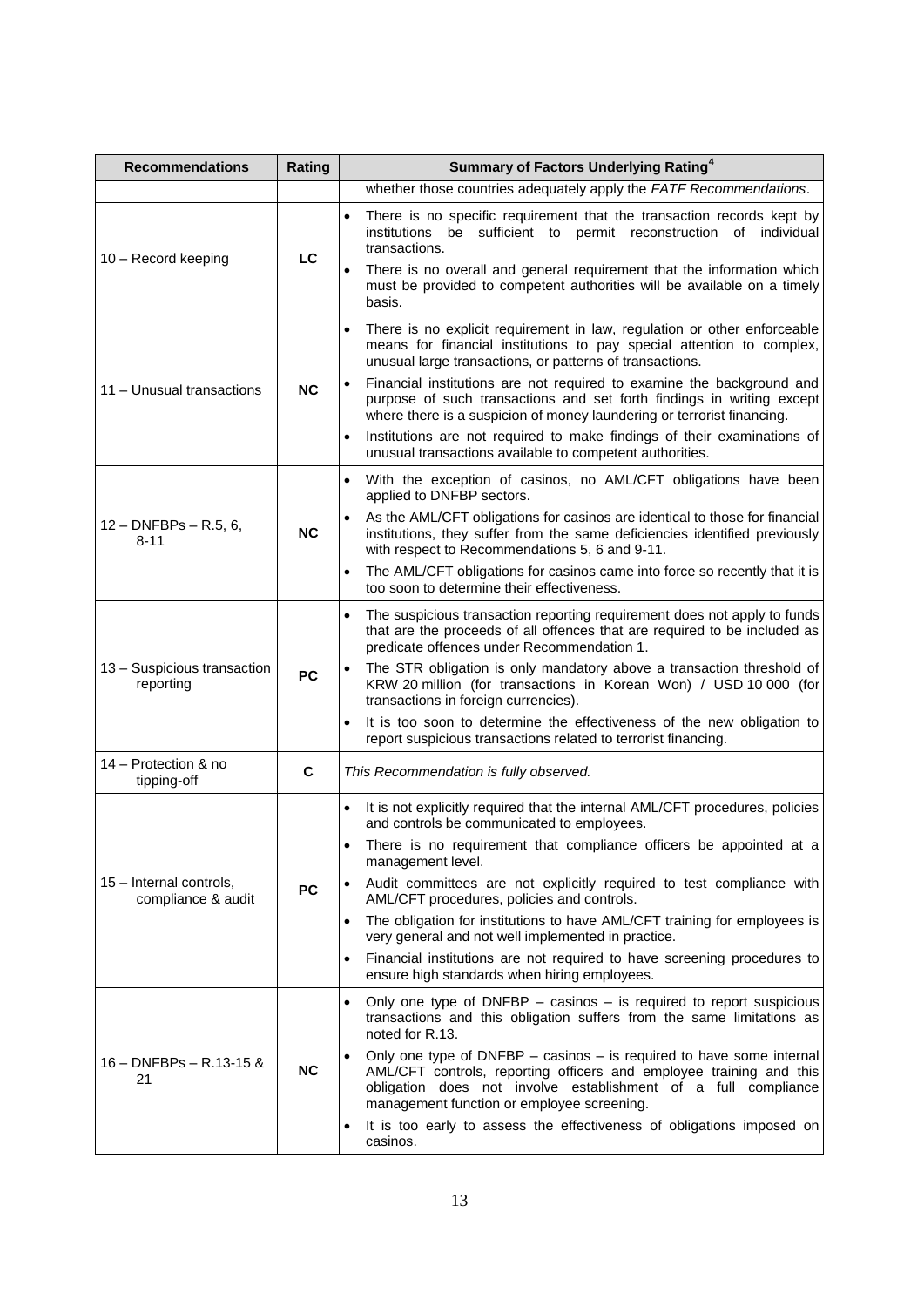| Recommendations | Rating | Summary of Factors Underlying Rating[4] |
|---|---|---|
| | | whether those countries adequately apply the *FATF Recommendations*. |
| 10 – Record keeping | LC | • There is no specific requirement that the transaction records kept by institutions be sufficient to permit reconstruction of individual transactions.<br>• There is no overall and general requirement that the information which must be provided to competent authorities will be available on a timely basis. |
| 11 – Unusual transactions | NC | • There is no explicit requirement in law, regulation or other enforceable means for financial institutions to pay special attention to complex, unusual large transactions, or patterns of transactions.<br>• Financial institutions are not required to examine the background and purpose of such transactions and set forth findings in writing except where there is a suspicion of money laundering or terrorist financing.<br>• Institutions are not required to make findings of their examinations of unusual transactions available to competent authorities. |
| 12 – DNFBPs – R.5, 6, 8-11 | NC | • With the exception of casinos, no AML/CFT obligations have been applied to DNFBP sectors.<br>• As the AML/CFT obligations for casinos are identical to those for financial institutions, they suffer from the same deficiencies identified previously with respect to Recommendations 5, 6 and 9-11.<br>• The AML/CFT obligations for casinos came into force so recently that it is too soon to determine their effectiveness. |
| 13 – Suspicious transaction reporting | PC | • The suspicious transaction reporting requirement does not apply to funds that are the proceeds of all offences that are required to be included as predicate offences under Recommendation 1.<br>• The STR obligation is only mandatory above a transaction threshold of KRW 20 million (for transactions in Korean Won) / USD 10 000 (for transactions in foreign currencies).<br>• It is too soon to determine the effectiveness of the new obligation to report suspicious transactions related to terrorist financing. |
| 14 – Protection & no tipping-off | C | *This Recommendation is fully observed.* |
| 15 – Internal controls, compliance & audit | PC | • It is not explicitly required that the internal AML/CFT procedures, policies and controls be communicated to employees.<br>• There is no requirement that compliance officers be appointed at a management level.<br>• Audit committees are not explicitly required to test compliance with AML/CFT procedures, policies and controls.<br>• The obligation for institutions to have AML/CFT training for employees is very general and not well implemented in practice.<br>• Financial institutions are not required to have screening procedures to ensure high standards when hiring employees. |
| 16 – DNFBPs – R.13-15 & 21 | NC | • Only one type of DNFBP – casinos – is required to report suspicious transactions and this obligation suffers from the same limitations as noted for R.13.<br>• Only one type of DNFBP – casinos – is required to have some internal AML/CFT controls, reporting officers and employee training and this obligation does not involve establishment of a full compliance management function or employee screening.<br>• It is too early to assess the effectiveness of obligations imposed on casinos. |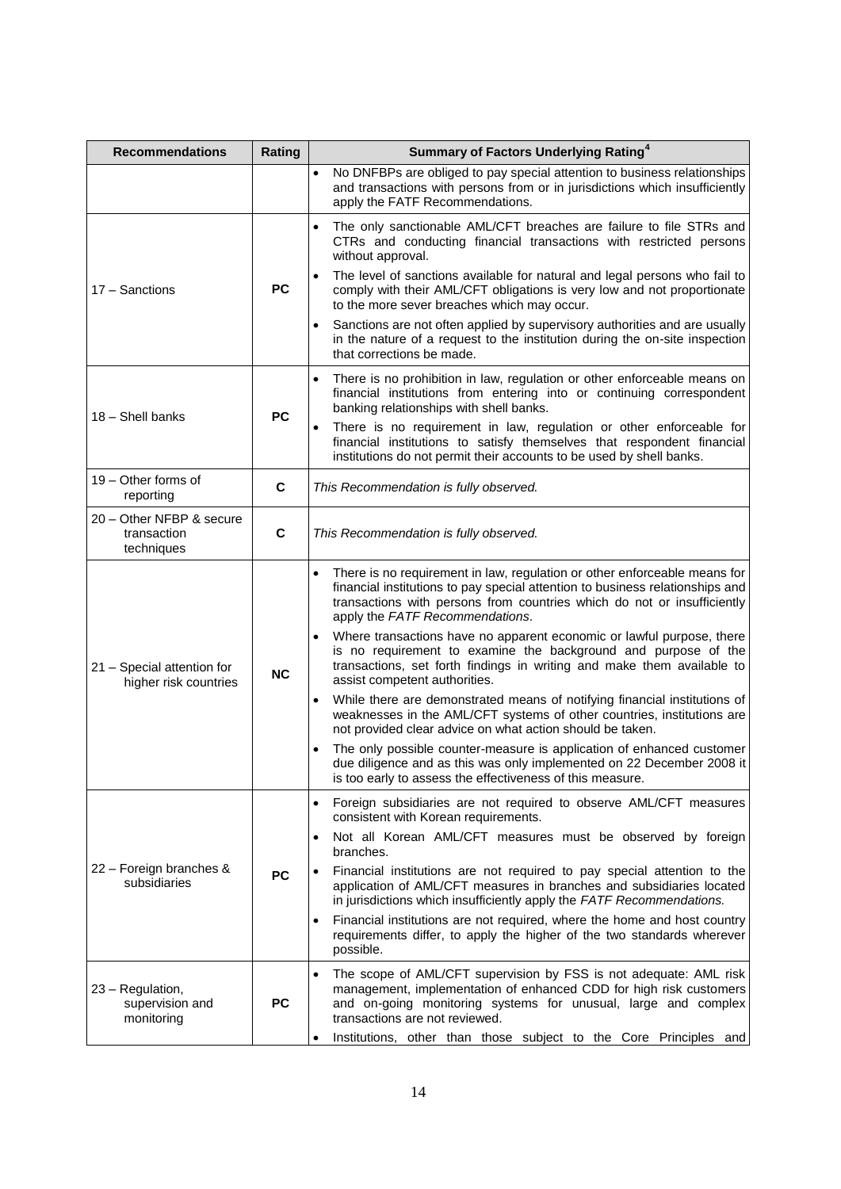| Recommendations | Rating | Summary of Factors Underlying Rating[4] |
|---|---|---|
| | | • No DNFBPs are obliged to pay special attention to business relationships and transactions with persons from or in jurisdictions which insufficiently apply the FATF Recommendations. |
| 17 – Sanctions | **PC** | • The only sanctionable AML/CFT breaches are failure to file STRs and CTRs and conducting financial transactions with restricted persons without approval.<br>• The level of sanctions available for natural and legal persons who fail to comply with their AML/CFT obligations is very low and not proportionate to the more sever breaches which may occur.<br>• Sanctions are not often applied by supervisory authorities and are usually in the nature of a request to the institution during the on-site inspection that corrections be made. |
| 18 – Shell banks | **PC** | • There is no prohibition in law, regulation or other enforceable means on financial institutions from entering into or continuing correspondent banking relationships with shell banks.<br>• There is no requirement in law, regulation or other enforceable for financial institutions to satisfy themselves that respondent financial institutions do not permit their accounts to be used by shell banks. |
| 19 – Other forms of reporting | **C** | *This Recommendation is fully observed.* |
| 20 – Other NFBP & secure transaction techniques | **C** | *This Recommendation is fully observed.* |
| 21 – Special attention for higher risk countries | **NC** | • There is no requirement in law, regulation or other enforceable means for financial institutions to pay special attention to business relationships and transactions with persons from countries which do not or insufficiently apply the *FATF Recommendations*.<br>• Where transactions have no apparent economic or lawful purpose, there is no requirement to examine the background and purpose of the transactions, set forth findings in writing and make them available to assist competent authorities.<br>• While there are demonstrated means of notifying financial institutions of weaknesses in the AML/CFT systems of other countries, institutions are not provided clear advice on what action should be taken.<br>• The only possible counter-measure is application of enhanced customer due diligence and as this was only implemented on 22 December 2008 it is too early to assess the effectiveness of this measure. |
| 22 – Foreign branches & subsidiaries | **PC** | • Foreign subsidiaries are not required to observe AML/CFT measures consistent with Korean requirements.<br>• Not all Korean AML/CFT measures must be observed by foreign branches.<br>• Financial institutions are not required to pay special attention to the application of AML/CFT measures in branches and subsidiaries located in jurisdictions which insufficiently apply the *FATF Recommendations.*<br>• Financial institutions are not required, where the home and host country requirements differ, to apply the higher of the two standards wherever possible. |
| 23 – Regulation, supervision and monitoring | **PC** | • The scope of AML/CFT supervision by FSS is not adequate: AML risk management, implementation of enhanced CDD for high risk customers and on-going monitoring systems for unusual, large and complex transactions are not reviewed.<br>• Institutions, other than those subject to the Core Principles and |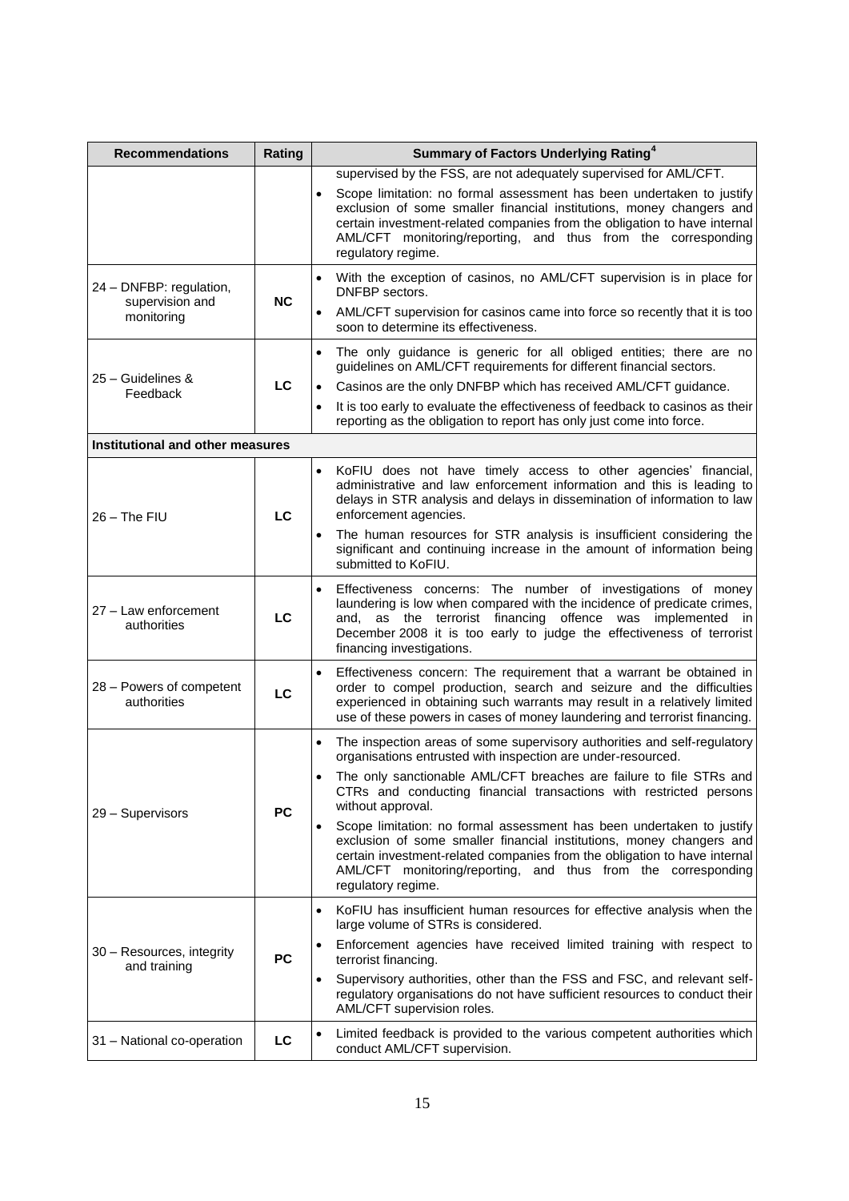| Recommendations | Rating | Summary of Factors Underlying Rating[4] |
|---|---|---|
| | | supervised by the FSS, are not adequately supervised for AML/CFT.<br>• Scope limitation: no formal assessment has been undertaken to justify exclusion of some smaller financial institutions, money changers and certain investment-related companies from the obligation to have internal AML/CFT monitoring/reporting, and thus from the corresponding regulatory regime. |
| 24 – DNFBP: regulation, supervision and monitoring | NC | • With the exception of casinos, no AML/CFT supervision is in place for DNFBP sectors.<br>• AML/CFT supervision for casinos came into force so recently that it is too soon to determine its effectiveness. |
| 25 – Guidelines & Feedback | LC | • The only guidance is generic for all obliged entities; there are no guidelines on AML/CFT requirements for different financial sectors.<br>• Casinos are the only DNFBP which has received AML/CFT guidance.<br>• It is too early to evaluate the effectiveness of feedback to casinos as their reporting as the obligation to report has only just come into force. |
| **Institutional and other measures** | | |
| 26 – The FIU | LC | • KoFIU does not have timely access to other agencies' financial, administrative and law enforcement information and this is leading to delays in STR analysis and delays in dissemination of information to law enforcement agencies.<br>• The human resources for STR analysis is insufficient considering the significant and continuing increase in the amount of information being submitted to KoFIU. |
| 27 – Law enforcement authorities | LC | • Effectiveness concerns: The number of investigations of money laundering is low when compared with the incidence of predicate crimes, and, as the terrorist financing offence was implemented in December 2008 it is too early to judge the effectiveness of terrorist financing investigations. |
| 28 – Powers of competent authorities | LC | • Effectiveness concern: The requirement that a warrant be obtained in order to compel production, search and seizure and the difficulties experienced in obtaining such warrants may result in a relatively limited use of these powers in cases of money laundering and terrorist financing. |
| 29 – Supervisors | PC | • The inspection areas of some supervisory authorities and self-regulatory organisations entrusted with inspection are under-resourced.<br>• The only sanctionable AML/CFT breaches are failure to file STRs and CTRs and conducting financial transactions with restricted persons without approval.<br>• Scope limitation: no formal assessment has been undertaken to justify exclusion of some smaller financial institutions, money changers and certain investment-related companies from the obligation to have internal AML/CFT monitoring/reporting, and thus from the corresponding regulatory regime. |
| 30 – Resources, integrity and training | PC | • KoFIU has insufficient human resources for effective analysis when the large volume of STRs is considered.<br>• Enforcement agencies have received limited training with respect to terrorist financing.<br>• Supervisory authorities, other than the FSS and FSC, and relevant self-regulatory organisations do not have sufficient resources to conduct their AML/CFT supervision roles. |
| 31 – National co-operation | LC | • Limited feedback is provided to the various competent authorities which conduct AML/CFT supervision. |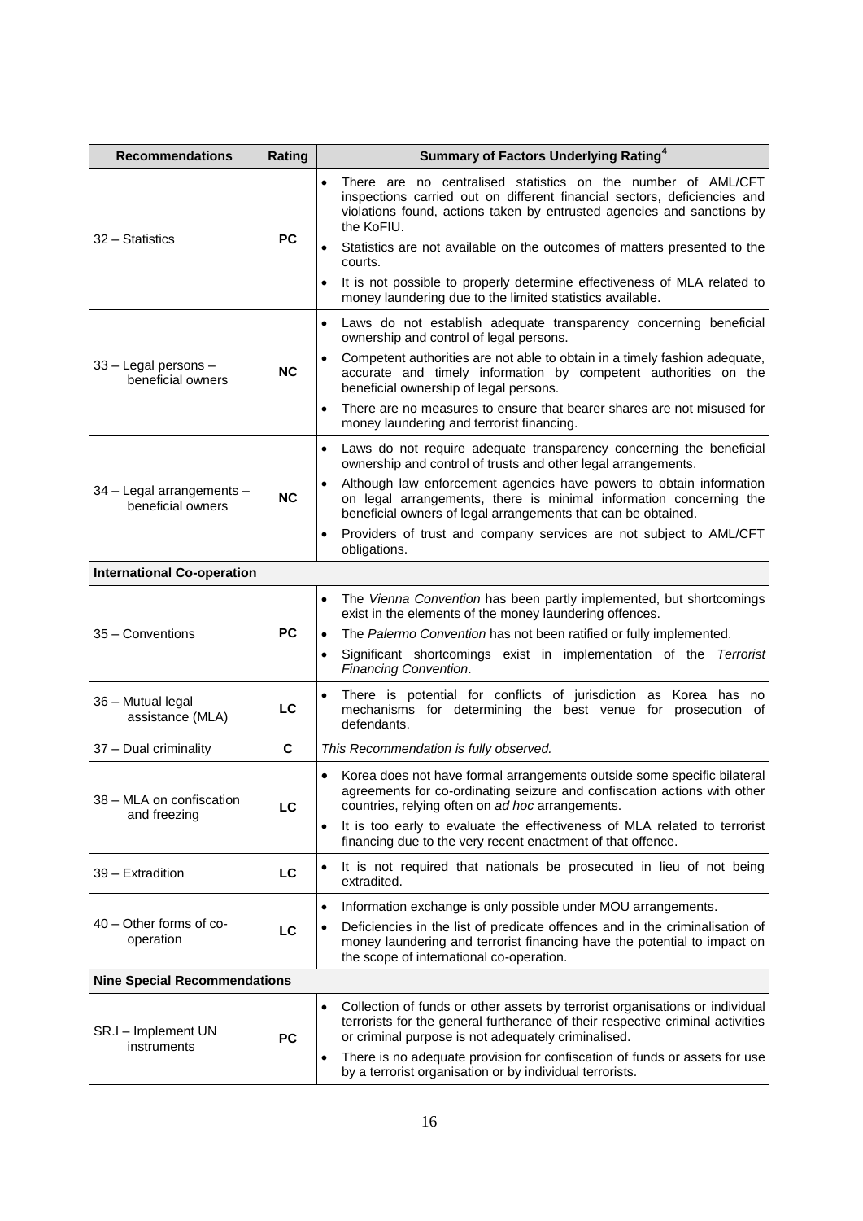| Recommendations | Rating | Summary of Factors Underlying Rating[4] |
|---|---|---|
| 32 – Statistics | PC | • There are no centralised statistics on the number of AML/CFT inspections carried out on different financial sectors, deficiencies and violations found, actions taken by entrusted agencies and sanctions by the KoFIU.<br>• Statistics are not available on the outcomes of matters presented to the courts.<br>• It is not possible to properly determine effectiveness of MLA related to money laundering due to the limited statistics available. |
| 33 – Legal persons – beneficial owners | NC | • Laws do not establish adequate transparency concerning beneficial ownership and control of legal persons.<br>• Competent authorities are not able to obtain in a timely fashion adequate, accurate and timely information by competent authorities on the beneficial ownership of legal persons.<br>• There are no measures to ensure that bearer shares are not misused for money laundering and terrorist financing. |
| 34 – Legal arrangements – beneficial owners | NC | • Laws do not require adequate transparency concerning the beneficial ownership and control of trusts and other legal arrangements.<br>• Although law enforcement agencies have powers to obtain information on legal arrangements, there is minimal information concerning the beneficial owners of legal arrangements that can be obtained.<br>• Providers of trust and company services are not subject to AML/CFT obligations. |
| **International Co-operation** | | |
| 35 – Conventions | PC | • The *Vienna Convention* has been partly implemented, but shortcomings exist in the elements of the money laundering offences.<br>• The *Palermo Convention* has not been ratified or fully implemented.<br>• Significant shortcomings exist in implementation of the *Terrorist Financing Convention*. |
| 36 – Mutual legal assistance (MLA) | LC | • There is potential for conflicts of jurisdiction as Korea has no mechanisms for determining the best venue for prosecution of defendants. |
| 37 – Dual criminality | C | *This Recommendation is fully observed.* |
| 38 – MLA on confiscation and freezing | LC | • Korea does not have formal arrangements outside some specific bilateral agreements for co-ordinating seizure and confiscation actions with other countries, relying often on *ad hoc* arrangements.<br>• It is too early to evaluate the effectiveness of MLA related to terrorist financing due to the very recent enactment of that offence. |
| 39 – Extradition | LC | • It is not required that nationals be prosecuted in lieu of not being extradited. |
| 40 – Other forms of co-operation | LC | • Information exchange is only possible under MOU arrangements.<br>• Deficiencies in the list of predicate offences and in the criminalisation of money laundering and terrorist financing have the potential to impact on the scope of international co-operation. |
| **Nine Special Recommendations** | | |
| SR.I – Implement UN instruments | PC | • Collection of funds or other assets by terrorist organisations or individual terrorists for the general furtherance of their respective criminal activities or criminal purpose is not adequately criminalised.<br>• There is no adequate provision for confiscation of funds or assets for use by a terrorist organisation or by individual terrorists. |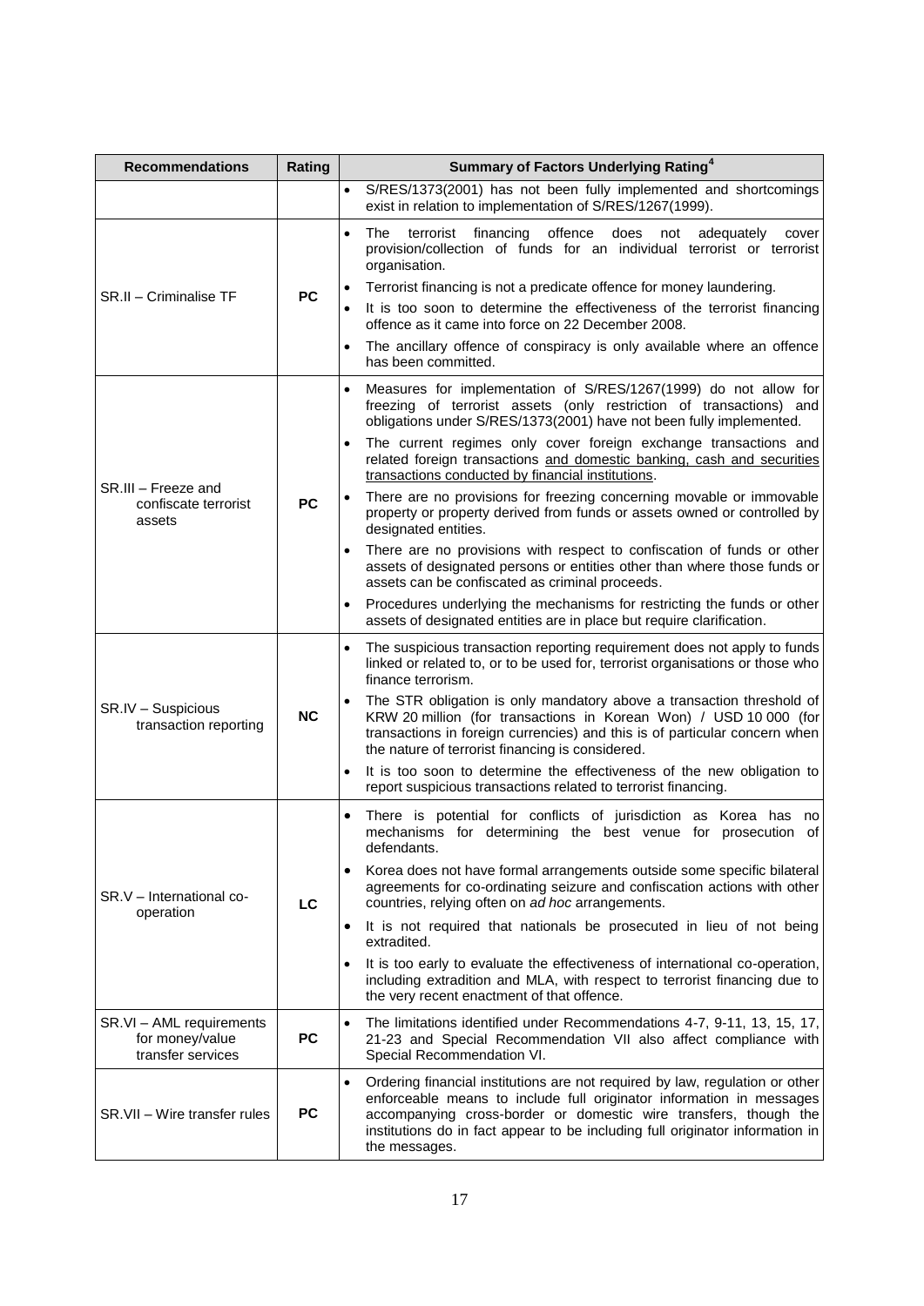| Recommendations | Rating | Summary of Factors Underlying Rating[4] |
|---|---|---|
| | | • S/RES/1373(2001) has not been fully implemented and shortcomings exist in relation to implementation of S/RES/1267(1999). |
| SR.II – Criminalise TF | PC | • The terrorist financing offence does not adequately cover provision/collection of funds for an individual terrorist or terrorist organisation.<br>• Terrorist financing is not a predicate offence for money laundering.<br>• It is too soon to determine the effectiveness of the terrorist financing offence as it came into force on 22 December 2008.<br>• The ancillary offence of conspiracy is only available where an offence has been committed. |
| SR.III – Freeze and confiscate terrorist assets | PC | • Measures for implementation of S/RES/1267(1999) do not allow for freezing of terrorist assets (only restriction of transactions) and obligations under S/RES/1373(2001) have not been fully implemented.<br>• The current regimes only cover foreign exchange transactions and related foreign transactions <u>and domestic banking, cash and securities transactions conducted by financial institutions</u>.<br>• There are no provisions for freezing concerning movable or immovable property or property derived from funds or assets owned or controlled by designated entities.<br>• There are no provisions with respect to confiscation of funds or other assets of designated persons or entities other than where those funds or assets can be confiscated as criminal proceeds.<br>• Procedures underlying the mechanisms for restricting the funds or other assets of designated entities are in place but require clarification. |
| SR.IV – Suspicious transaction reporting | NC | • The suspicious transaction reporting requirement does not apply to funds linked or related to, or to be used for, terrorist organisations or those who finance terrorism.<br>• The STR obligation is only mandatory above a transaction threshold of KRW 20 million (for transactions in Korean Won) / USD 10 000 (for transactions in foreign currencies) and this is of particular concern when the nature of terrorist financing is considered.<br>• It is too soon to determine the effectiveness of the new obligation to report suspicious transactions related to terrorist financing. |
| SR.V – International co-operation | LC | • There is potential for conflicts of jurisdiction as Korea has no mechanisms for determining the best venue for prosecution of defendants.<br>• Korea does not have formal arrangements outside some specific bilateral agreements for co-ordinating seizure and confiscation actions with other countries, relying often on *ad hoc* arrangements.<br>• It is not required that nationals be prosecuted in lieu of not being extradited.<br>• It is too early to evaluate the effectiveness of international co-operation, including extradition and MLA, with respect to terrorist financing due to the very recent enactment of that offence. |
| SR.VI – AML requirements for money/value transfer services | PC | • The limitations identified under Recommendations 4-7, 9-11, 13, 15, 17, 21-23 and Special Recommendation VII also affect compliance with Special Recommendation VI. |
| SR.VII – Wire transfer rules | PC | • Ordering financial institutions are not required by law, regulation or other enforceable means to include full originator information in messages accompanying cross-border or domestic wire transfers, though the institutions do in fact appear to be including full originator information in the messages. |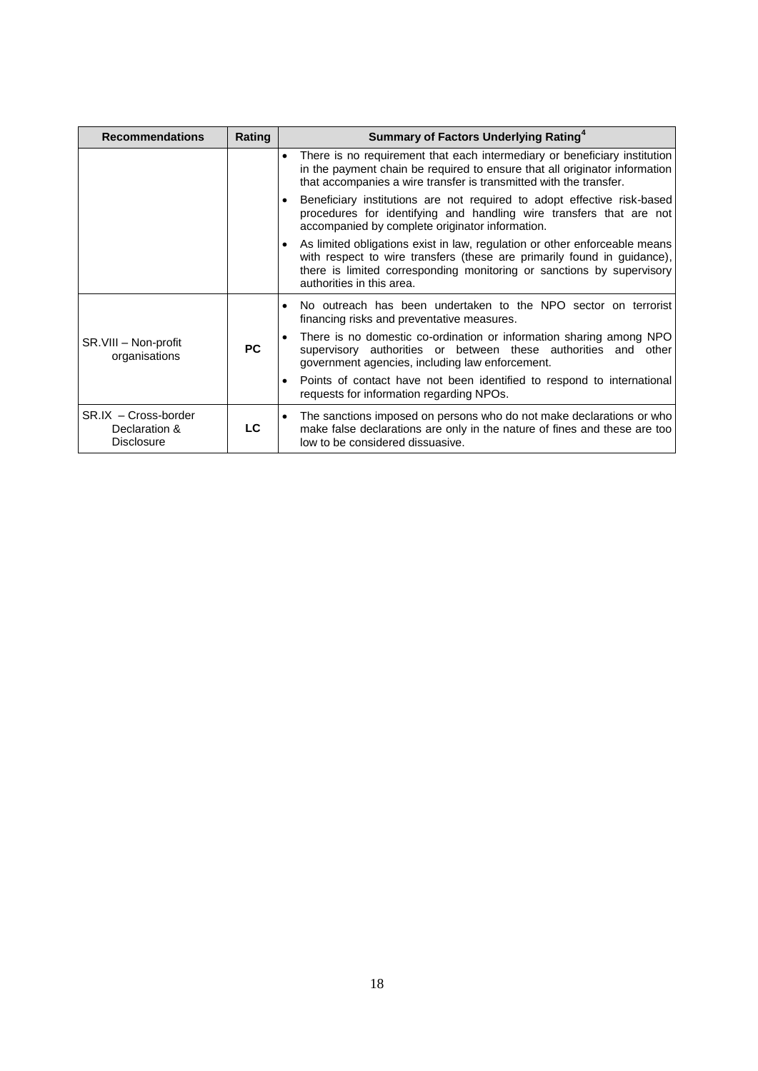| Recommendations | Rating | Summary of Factors Underlying Rating[4] |
|---|---|---|
| | | • There is no requirement that each intermediary or beneficiary institution in the payment chain be required to ensure that all originator information that accompanies a wire transfer is transmitted with the transfer.<br>• Beneficiary institutions are not required to adopt effective risk-based procedures for identifying and handling wire transfers that are not accompanied by complete originator information.<br>• As limited obligations exist in law, regulation or other enforceable means with respect to wire transfers (these are primarily found in guidance), there is limited corresponding monitoring or sanctions by supervisory authorities in this area. |
| SR.VIII – Non-profit organisations | **PC** | • No outreach has been undertaken to the NPO sector on terrorist financing risks and preventative measures.<br>• There is no domestic co-ordination or information sharing among NPO supervisory authorities or between these authorities and other government agencies, including law enforcement.<br>• Points of contact have not been identified to respond to international requests for information regarding NPOs. |
| SR.IX – Cross-border Declaration & Disclosure | **LC** | • The sanctions imposed on persons who do not make declarations or who make false declarations are only in the nature of fines and these are too low to be considered dissuasive. |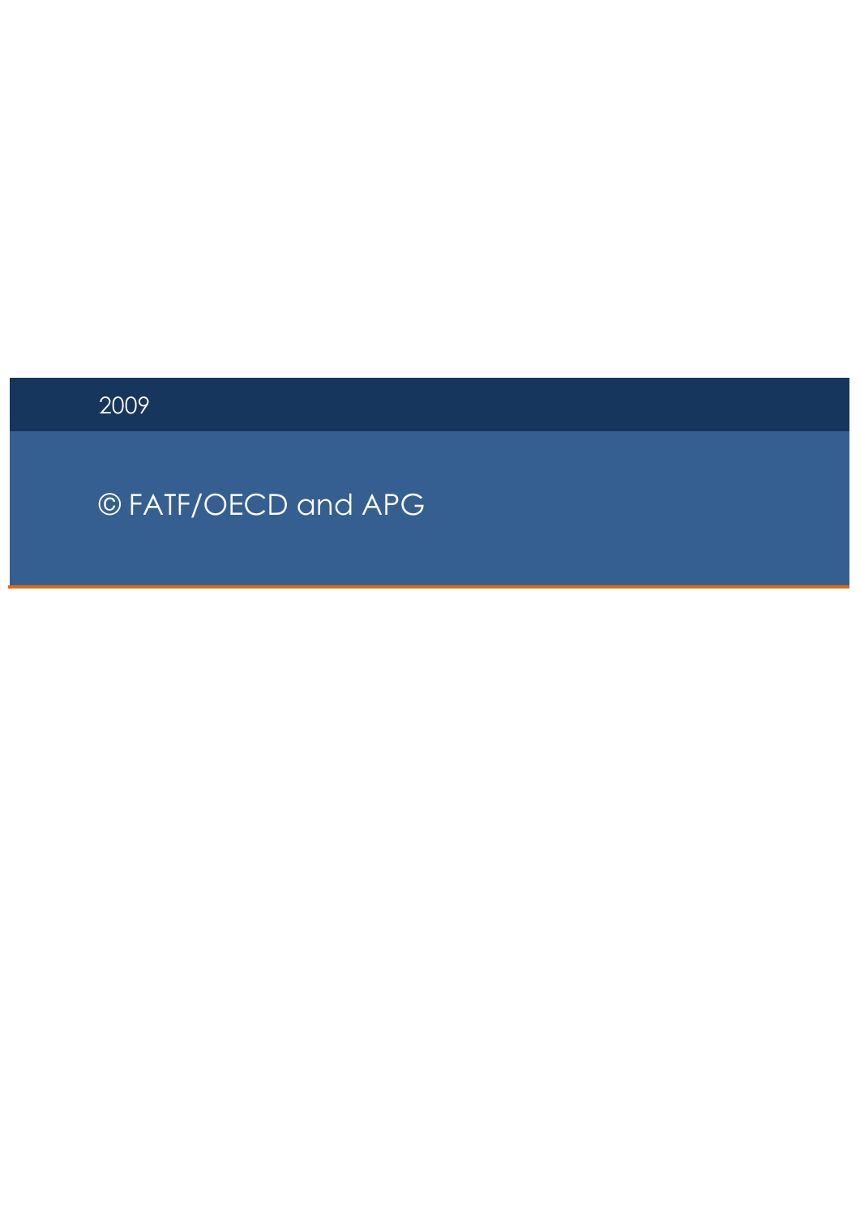2009

© FATF/OECD and APG